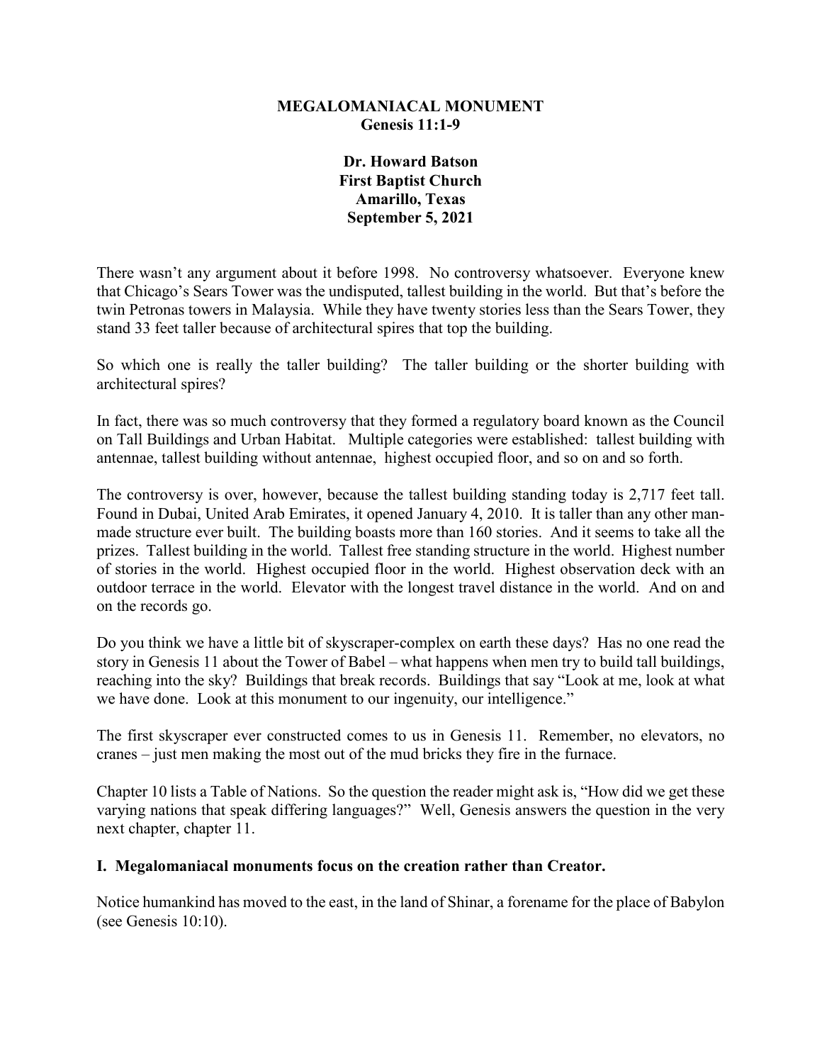# MEGALOMANIACAL MONUMENT
## Genesis 11:1-9

**Dr. Howard Batson**
**First Baptist Church**
**Amarillo, Texas**
**September 5, 2021**

There wasn't any argument about it before 1998. No controversy whatsoever. Everyone knew that Chicago's Sears Tower was the undisputed, tallest building in the world. But that's before the twin Petronas towers in Malaysia. While they have twenty stories less than the Sears Tower, they stand 33 feet taller because of architectural spires that top the building.

So which one is really the taller building? The taller building or the shorter building with architectural spires?

In fact, there was so much controversy that they formed a regulatory board known as the Council on Tall Buildings and Urban Habitat. Multiple categories were established: tallest building with antennae, tallest building without antennae, highest occupied floor, and so on and so forth.

The controversy is over, however, because the tallest building standing today is 2,717 feet tall. Found in Dubai, United Arab Emirates, it opened January 4, 2010. It is taller than any other man-made structure ever built. The building boasts more than 160 stories. And it seems to take all the prizes. Tallest building in the world. Tallest free standing structure in the world. Highest number of stories in the world. Highest occupied floor in the world. Highest observation deck with an outdoor terrace in the world. Elevator with the longest travel distance in the world. And on and on the records go.

Do you think we have a little bit of skyscraper-complex on earth these days? Has no one read the story in Genesis 11 about the Tower of Babel – what happens when men try to build tall buildings, reaching into the sky? Buildings that break records. Buildings that say "Look at me, look at what we have done. Look at this monument to our ingenuity, our intelligence."

The first skyscraper ever constructed comes to us in Genesis 11. Remember, no elevators, no cranes – just men making the most out of the mud bricks they fire in the furnace.

Chapter 10 lists a Table of Nations. So the question the reader might ask is, "How did we get these varying nations that speak differing languages?" Well, Genesis answers the question in the very next chapter, chapter 11.

### I. Megalomaniacal monuments focus on the creation rather than Creator.

Notice humankind has moved to the east, in the land of Shinar, a forename for the place of Babylon (see Genesis 10:10).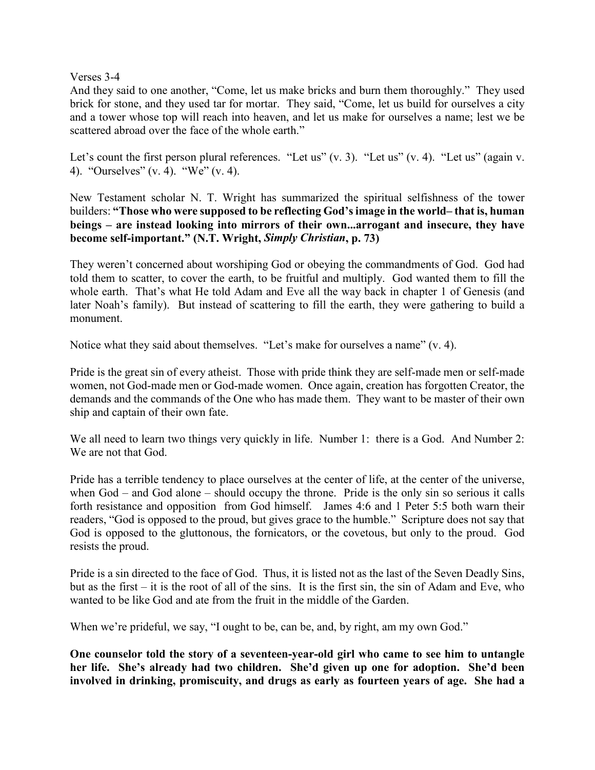Verses 3-4

And they said to one another, "Come, let us make bricks and burn them thoroughly." They used brick for stone, and they used tar for mortar. They said, "Come, let us build for ourselves a city and a tower whose top will reach into heaven, and let us make for ourselves a name; lest we be scattered abroad over the face of the whole earth."

Let's count the first person plural references. "Let us" (v. 3). "Let us" (v. 4). "Let us" (again v. 4). "Ourselves" (v. 4). "We" (v. 4).

New Testament scholar N. T. Wright has summarized the spiritual selfishness of the tower builders: **"Those who were supposed to be reflecting God's image in the world– that is, human beings – are instead looking into mirrors of their own...arrogant and insecure, they have become self-important." (N.T. Wright, *Simply Christian*, p. 73)**

They weren't concerned about worshiping God or obeying the commandments of God. God had told them to scatter, to cover the earth, to be fruitful and multiply. God wanted them to fill the whole earth. That's what He told Adam and Eve all the way back in chapter 1 of Genesis (and later Noah's family). But instead of scattering to fill the earth, they were gathering to build a monument.

Notice what they said about themselves. "Let's make for ourselves a name" (v. 4).

Pride is the great sin of every atheist. Those with pride think they are self-made men or self-made women, not God-made men or God-made women. Once again, creation has forgotten Creator, the demands and the commands of the One who has made them. They want to be master of their own ship and captain of their own fate.

We all need to learn two things very quickly in life. Number 1: there is a God. And Number 2: We are not that God.

Pride has a terrible tendency to place ourselves at the center of life, at the center of the universe, when God – and God alone – should occupy the throne. Pride is the only sin so serious it calls forth resistance and opposition from God himself. James 4:6 and 1 Peter 5:5 both warn their readers, "God is opposed to the proud, but gives grace to the humble." Scripture does not say that God is opposed to the gluttonous, the fornicators, or the covetous, but only to the proud. God resists the proud.

Pride is a sin directed to the face of God. Thus, it is listed not as the last of the Seven Deadly Sins, but as the first – it is the root of all of the sins. It is the first sin, the sin of Adam and Eve, who wanted to be like God and ate from the fruit in the middle of the Garden.

When we're prideful, we say, "I ought to be, can be, and, by right, am my own God."

**One counselor told the story of a seventeen-year-old girl who came to see him to untangle her life. She's already had two children. She'd given up one for adoption. She'd been involved in drinking, promiscuity, and drugs as early as fourteen years of age. She had a**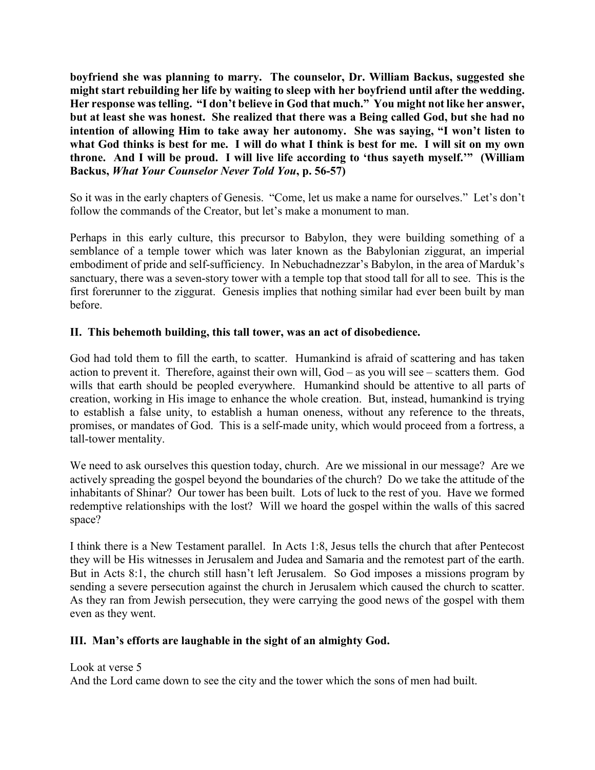**boyfriend she was planning to marry. The counselor, Dr. William Backus, suggested she might start rebuilding her life by waiting to sleep with her boyfriend until after the wedding. Her response was telling. "I don't believe in God that much." You might not like her answer, but at least she was honest. She realized that there was a Being called God, but she had no intention of allowing Him to take away her autonomy. She was saying, "I won't listen to what God thinks is best for me. I will do what I think is best for me. I will sit on my own throne. And I will be proud. I will live life according to 'thus sayeth myself.'" (William Backus, *What Your Counselor Never Told You*, p. 56-57)**

So it was in the early chapters of Genesis. "Come, let us make a name for ourselves." Let's don't follow the commands of the Creator, but let's make a monument to man.

Perhaps in this early culture, this precursor to Babylon, they were building something of a semblance of a temple tower which was later known as the Babylonian ziggurat, an imperial embodiment of pride and self-sufficiency. In Nebuchadnezzar's Babylon, in the area of Marduk's sanctuary, there was a seven-story tower with a temple top that stood tall for all to see. This is the first forerunner to the ziggurat. Genesis implies that nothing similar had ever been built by man before.

### II. This behemoth building, this tall tower, was an act of disobedience.

God had told them to fill the earth, to scatter. Humankind is afraid of scattering and has taken action to prevent it. Therefore, against their own will, God – as you will see – scatters them. God wills that earth should be peopled everywhere. Humankind should be attentive to all parts of creation, working in His image to enhance the whole creation. But, instead, humankind is trying to establish a false unity, to establish a human oneness, without any reference to the threats, promises, or mandates of God. This is a self-made unity, which would proceed from a fortress, a tall-tower mentality.

We need to ask ourselves this question today, church. Are we missional in our message? Are we actively spreading the gospel beyond the boundaries of the church? Do we take the attitude of the inhabitants of Shinar? Our tower has been built. Lots of luck to the rest of you. Have we formed redemptive relationships with the lost? Will we hoard the gospel within the walls of this sacred space?

I think there is a New Testament parallel. In Acts 1:8, Jesus tells the church that after Pentecost they will be His witnesses in Jerusalem and Judea and Samaria and the remotest part of the earth. But in Acts 8:1, the church still hasn't left Jerusalem. So God imposes a missions program by sending a severe persecution against the church in Jerusalem which caused the church to scatter. As they ran from Jewish persecution, they were carrying the good news of the gospel with them even as they went.

### III. Man's efforts are laughable in the sight of an almighty God.

Look at verse 5
And the Lord came down to see the city and the tower which the sons of men had built.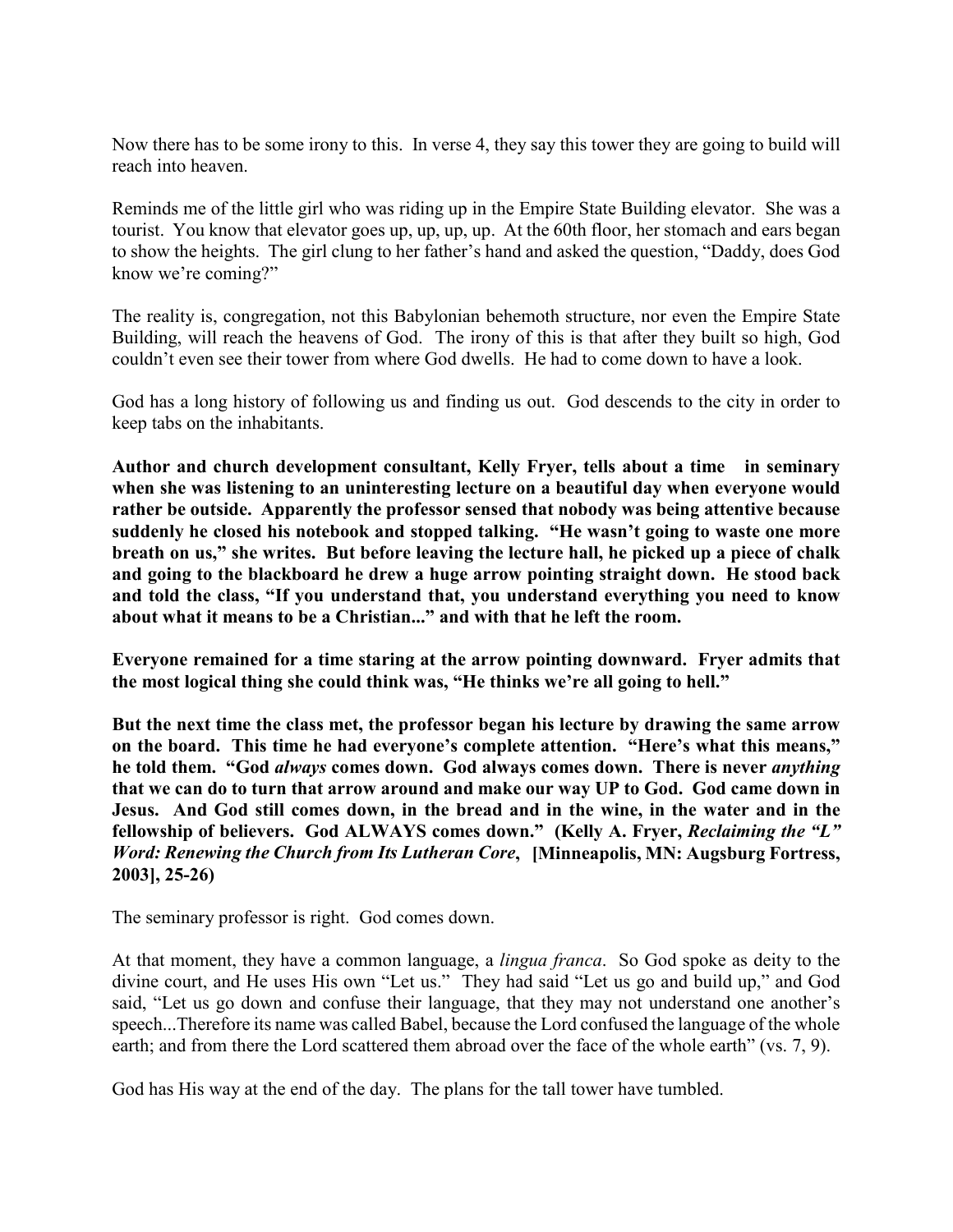Now there has to be some irony to this. In verse 4, they say this tower they are going to build will reach into heaven.

Reminds me of the little girl who was riding up in the Empire State Building elevator. She was a tourist. You know that elevator goes up, up, up, up. At the 60th floor, her stomach and ears began to show the heights. The girl clung to her father's hand and asked the question, "Daddy, does God know we're coming?"

The reality is, congregation, not this Babylonian behemoth structure, nor even the Empire State Building, will reach the heavens of God. The irony of this is that after they built so high, God couldn't even see their tower from where God dwells. He had to come down to have a look.

God has a long history of following us and finding us out. God descends to the city in order to keep tabs on the inhabitants.

**Author and church development consultant, Kelly Fryer, tells about a time in seminary when she was listening to an uninteresting lecture on a beautiful day when everyone would rather be outside. Apparently the professor sensed that nobody was being attentive because suddenly he closed his notebook and stopped talking. "He wasn't going to waste one more breath on us," she writes. But before leaving the lecture hall, he picked up a piece of chalk and going to the blackboard he drew a huge arrow pointing straight down. He stood back and told the class, "If you understand that, you understand everything you need to know about what it means to be a Christian..." and with that he left the room.**

**Everyone remained for a time staring at the arrow pointing downward. Fryer admits that the most logical thing she could think was, "He thinks we're all going to hell."**

**But the next time the class met, the professor began his lecture by drawing the same arrow on the board. This time he had everyone's complete attention. "Here's what this means," he told them. "God *always* comes down. God always comes down. There is never *anything* that we can do to turn that arrow around and make our way UP to God. God came down in Jesus. And God still comes down, in the bread and in the wine, in the water and in the fellowship of believers. God ALWAYS comes down." (Kelly A. Fryer, *Reclaiming the "L" Word: Renewing the Church from Its Lutheran Core*, [Minneapolis, MN: Augsburg Fortress, 2003], 25-26)**

The seminary professor is right. God comes down.

At that moment, they have a common language, a *lingua franca*. So God spoke as deity to the divine court, and He uses His own "Let us." They had said "Let us go and build up," and God said, "Let us go down and confuse their language, that they may not understand one another's speech...Therefore its name was called Babel, because the Lord confused the language of the whole earth; and from there the Lord scattered them abroad over the face of the whole earth" (vs. 7, 9).

God has His way at the end of the day. The plans for the tall tower have tumbled.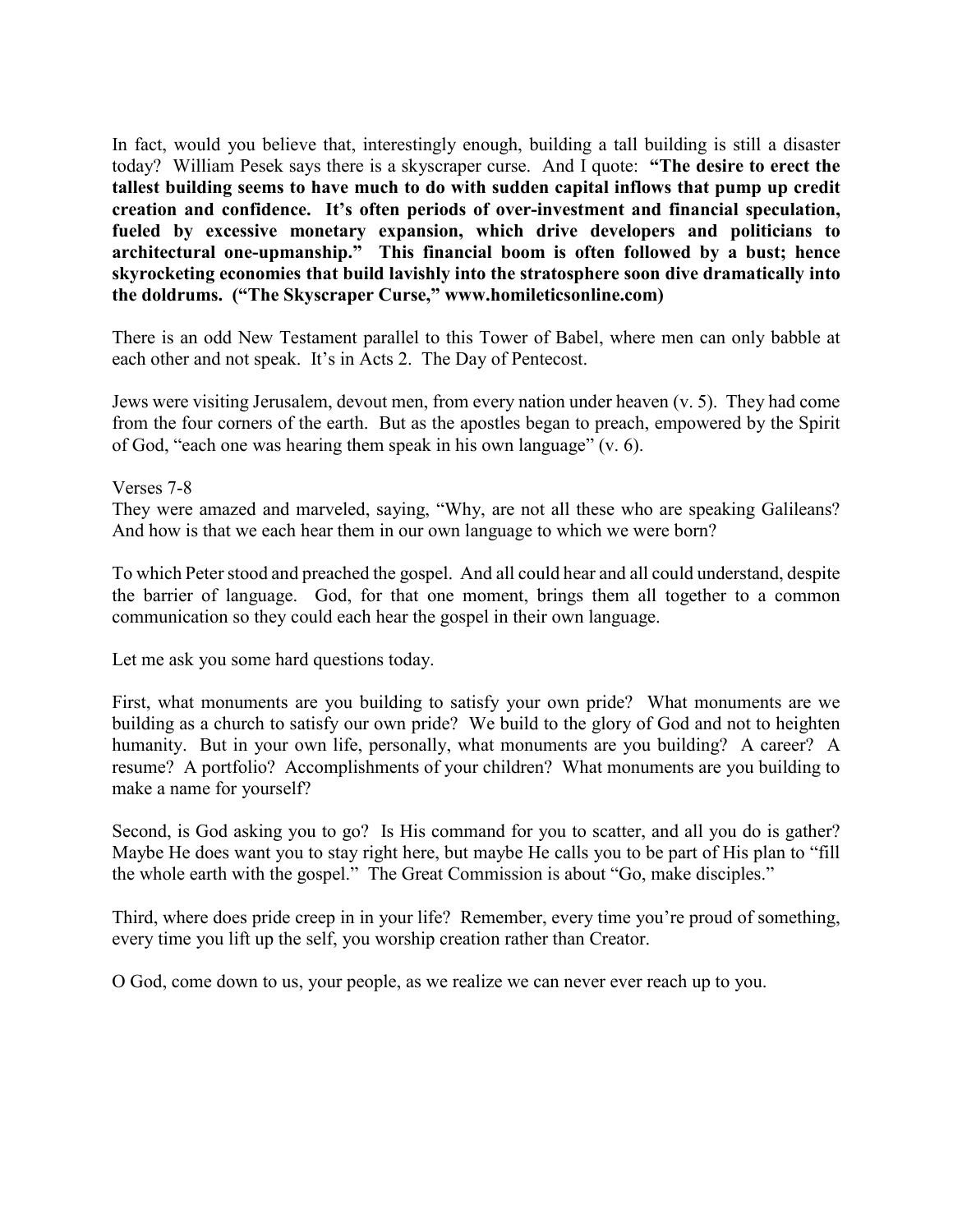In fact, would you believe that, interestingly enough, building a tall building is still a disaster today? William Pesek says there is a skyscraper curse. And I quote: **"The desire to erect the tallest building seems to have much to do with sudden capital inflows that pump up credit creation and confidence. It's often periods of over-investment and financial speculation, fueled by excessive monetary expansion, which drive developers and politicians to architectural one-upmanship." This financial boom is often followed by a bust; hence skyrocketing economies that build lavishly into the stratosphere soon dive dramatically into the doldrums. ("The Skyscraper Curse," www.homileticsonline.com)**

There is an odd New Testament parallel to this Tower of Babel, where men can only babble at each other and not speak. It's in Acts 2. The Day of Pentecost.

Jews were visiting Jerusalem, devout men, from every nation under heaven (v. 5). They had come from the four corners of the earth. But as the apostles began to preach, empowered by the Spirit of God, "each one was hearing them speak in his own language" (v. 6).

Verses 7-8
They were amazed and marveled, saying, "Why, are not all these who are speaking Galileans? And how is that we each hear them in our own language to which we were born?

To which Peter stood and preached the gospel. And all could hear and all could understand, despite the barrier of language. God, for that one moment, brings them all together to a common communication so they could each hear the gospel in their own language.

Let me ask you some hard questions today.

First, what monuments are you building to satisfy your own pride? What monuments are we building as a church to satisfy our own pride? We build to the glory of God and not to heighten humanity. But in your own life, personally, what monuments are you building? A career? A resume? A portfolio? Accomplishments of your children? What monuments are you building to make a name for yourself?

Second, is God asking you to go? Is His command for you to scatter, and all you do is gather? Maybe He does want you to stay right here, but maybe He calls you to be part of His plan to "fill the whole earth with the gospel." The Great Commission is about "Go, make disciples."

Third, where does pride creep in in your life? Remember, every time you're proud of something, every time you lift up the self, you worship creation rather than Creator.

O God, come down to us, your people, as we realize we can never ever reach up to you.